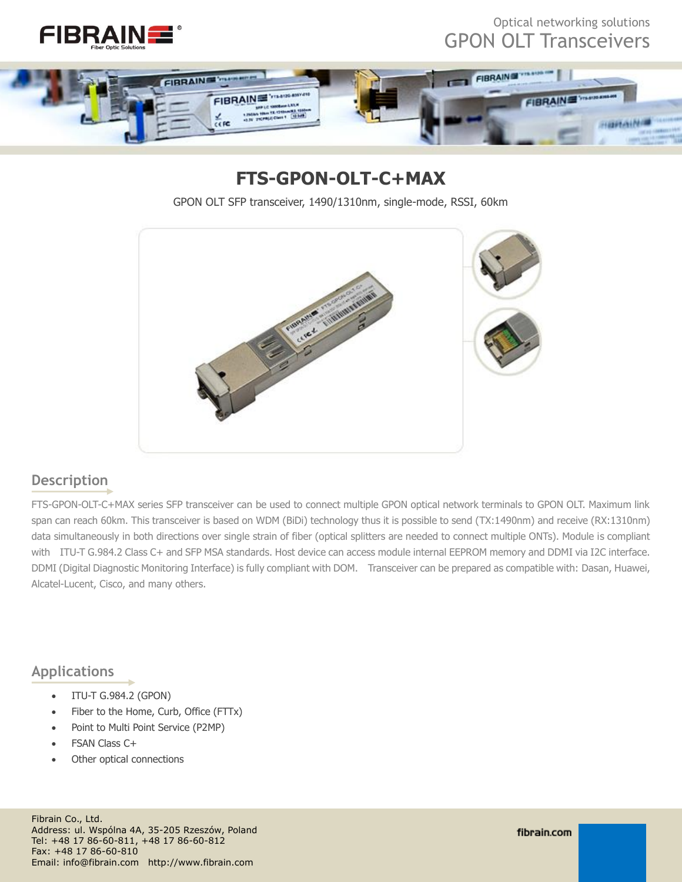# FTS-GPON-OLT-C+MAX

GPON OLT SFP transceiver, 1490/1310nm, single-mode, RSSI, 60km

## Description

FTS-GPON-OLT-C+MAX series SFP transceiver can be used to connect multiple GPON optical network terminals to GPON OLT. Maximum link span can reach 60km. This transceiver is based on WDM (BiDi) technology thus it is possible to send (TX:1490nm) and receive (RX:1310nm) data simultaneously in both directions over single strain of fiber (optical splitters are needed to connect multiple ONTs). Module is compliant with ITU-T G.984.2 Class C+ and SFP MSA standards. Host device can access module internal EEPROM memory and DDMI via I2C interface. DDMI (Digital Diagnostic Monitoring Interface) is fully compliant with DOM. Transceiver can be prepared as compatible with: Dasan, Huawei, Alcatel-Lucent, Cisco, and many others.

## Applications

- ITU-T G.984.2 (GPON)
- Fiber to the Home, Curb, Office (FTTx)
- Point to Multi Point Service (P2MP)
- FSAN Class C+
- Other optical connections

Fibrain Co., Ltd.
Address: ul. Wspólna 4A, 35-205 Rzeszów, Poland
Tel: +48 17 86-60-811, +48 17 86-60-812
Fax: +48 17 86-60-810
Email: info@fibrain.com http://www.fibrain.com

fibrain.com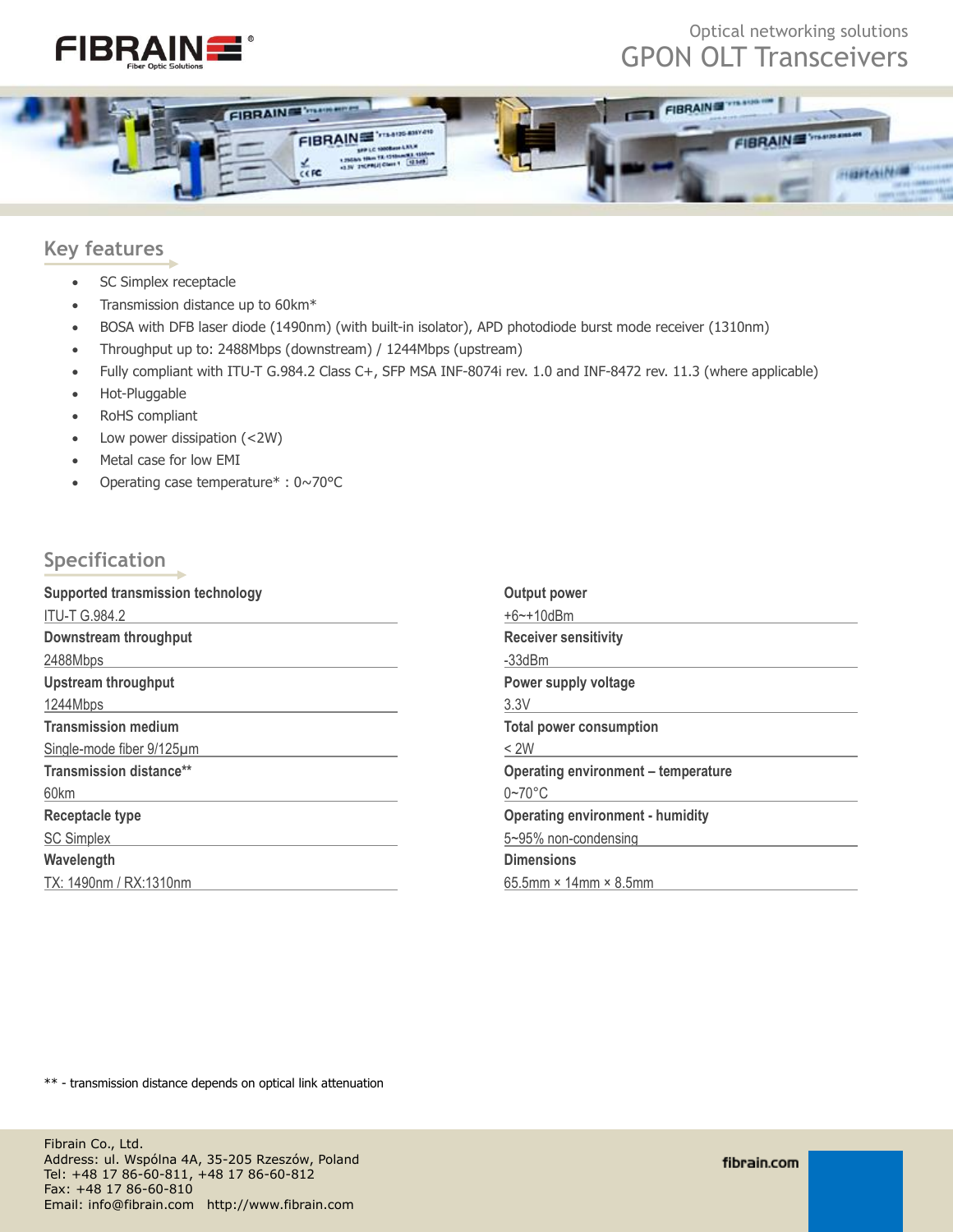# GPON OLT Transceivers

Optical networking solutions

## Key features

- SC Simplex receptacle
- Transmission distance up to 60km*
- BOSA with DFB laser diode (1490nm) (with built-in isolator), APD photodiode burst mode receiver (1310nm)
- Throughput up to: 2488Mbps (downstream) / 1244Mbps (upstream)
- Fully compliant with ITU-T G.984.2 Class C+, SFP MSA INF-8074i rev. 1.0 and INF-8472 rev. 11.3 (where applicable)
- Hot-Pluggable
- RoHS compliant
- Low power dissipation (<2W)
- Metal case for low EMI
- Operating case temperature* : 0~70°C

## Specification

**Supported transmission technology**
ITU-T G.984.2

**Downstream throughput**
2488Mbps

**Upstream throughput**
1244Mbps

**Transmission medium**
Single-mode fiber 9/125µm

**Transmission distance****
60km

**Receptacle type**
SC Simplex

**Wavelength**
TX: 1490nm / RX:1310nm

**Output power**
+6~+10dBm

**Receiver sensitivity**
-33dBm

**Power supply voltage**
3.3V

**Total power consumption**
< 2W

**Operating environment – temperature**
0~70°C

**Operating environment - humidity**
5~95% non-condensing

**Dimensions**
65.5mm × 14mm × 8.5mm

** - transmission distance depends on optical link attenuation

Fibrain Co., Ltd.
Address: ul. Wspólna 4A, 35-205 Rzeszów, Poland
Tel: +48 17 86-60-811, +48 17 86-60-812
Fax: +48 17 86-60-810
Email: info@fibrain.com http://www.fibrain.com

fibrain.com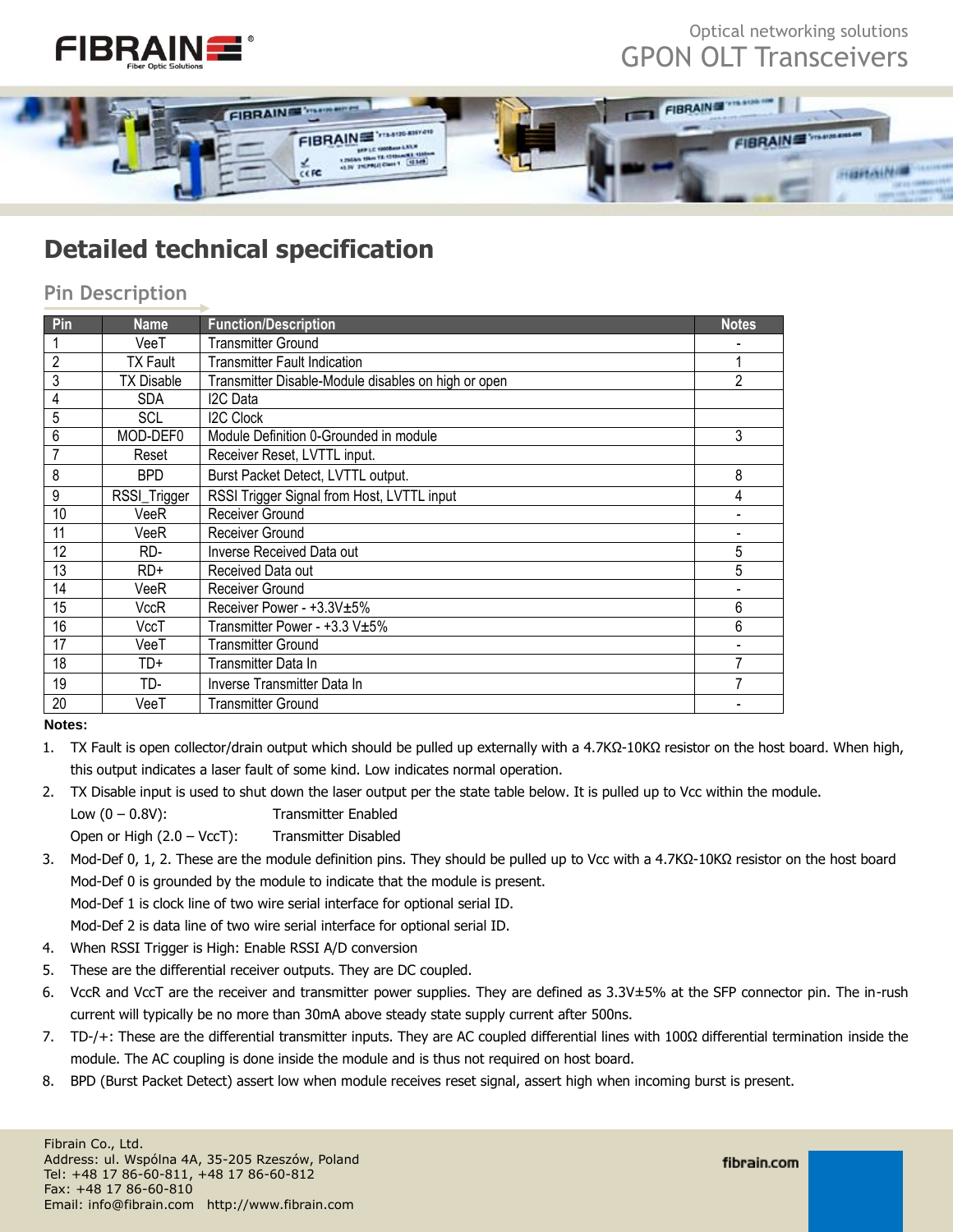## Detailed technical specification

### Pin Description

| Pin | Name | Function/Description | Notes |
|---|---|---|---|
| 1 | VeeT | Transmitter Ground | - |
| 2 | TX Fault | Transmitter Fault Indication | 1 |
| 3 | TX Disable | Transmitter Disable-Module disables on high or open | 2 |
| 4 | SDA | I2C Data | |
| 5 | SCL | I2C Clock | |
| 6 | MOD-DEF0 | Module Definition 0-Grounded in module | 3 |
| 7 | Reset | Receiver Reset, LVTTL input. | |
| 8 | BPD | Burst Packet Detect, LVTTL output. | 8 |
| 9 | RSSI_Trigger | RSSI Trigger Signal from Host, LVTTL input | 4 |
| 10 | VeeR | Receiver Ground | - |
| 11 | VeeR | Receiver Ground | - |
| 12 | RD- | Inverse Received Data out | 5 |
| 13 | RD+ | Received Data out | 5 |
| 14 | VeeR | Receiver Ground | - |
| 15 | VccR | Receiver Power - +3.3V±5% | 6 |
| 16 | VccT | Transmitter Power - +3.3 V±5% | 6 |
| 17 | VeeT | Transmitter Ground | - |
| 18 | TD+ | Transmitter Data In | 7 |
| 19 | TD- | Inverse Transmitter Data In | 7 |
| 20 | VeeT | Transmitter Ground | - |

**Notes:**

1. TX Fault is open collector/drain output which should be pulled up externally with a 4.7KΩ-10KΩ resistor on the host board. When high, this output indicates a laser fault of some kind. Low indicates normal operation.
2. TX Disable input is used to shut down the laser output per the state table below. It is pulled up to Vcc within the module.
   Low (0 – 0.8V): Transmitter Enabled
   Open or High (2.0 – VccT): Transmitter Disabled
3. Mod-Def 0, 1, 2. These are the module definition pins. They should be pulled up to Vcc with a 4.7KΩ-10KΩ resistor on the host board
   Mod-Def 0 is grounded by the module to indicate that the module is present.
   Mod-Def 1 is clock line of two wire serial interface for optional serial ID.
   Mod-Def 2 is data line of two wire serial interface for optional serial ID.
4. When RSSI Trigger is High: Enable RSSI A/D conversion
5. These are the differential receiver outputs. They are DC coupled.
6. VccR and VccT are the receiver and transmitter power supplies. They are defined as 3.3V±5% at the SFP connector pin. The in-rush current will typically be no more than 30mA above steady state supply current after 500ns.
7. TD-/+: These are the differential transmitter inputs. They are AC coupled differential lines with 100Ω differential termination inside the module. The AC coupling is done inside the module and is thus not required on host board.
8. BPD (Burst Packet Detect) assert low when module receives reset signal, assert high when incoming burst is present.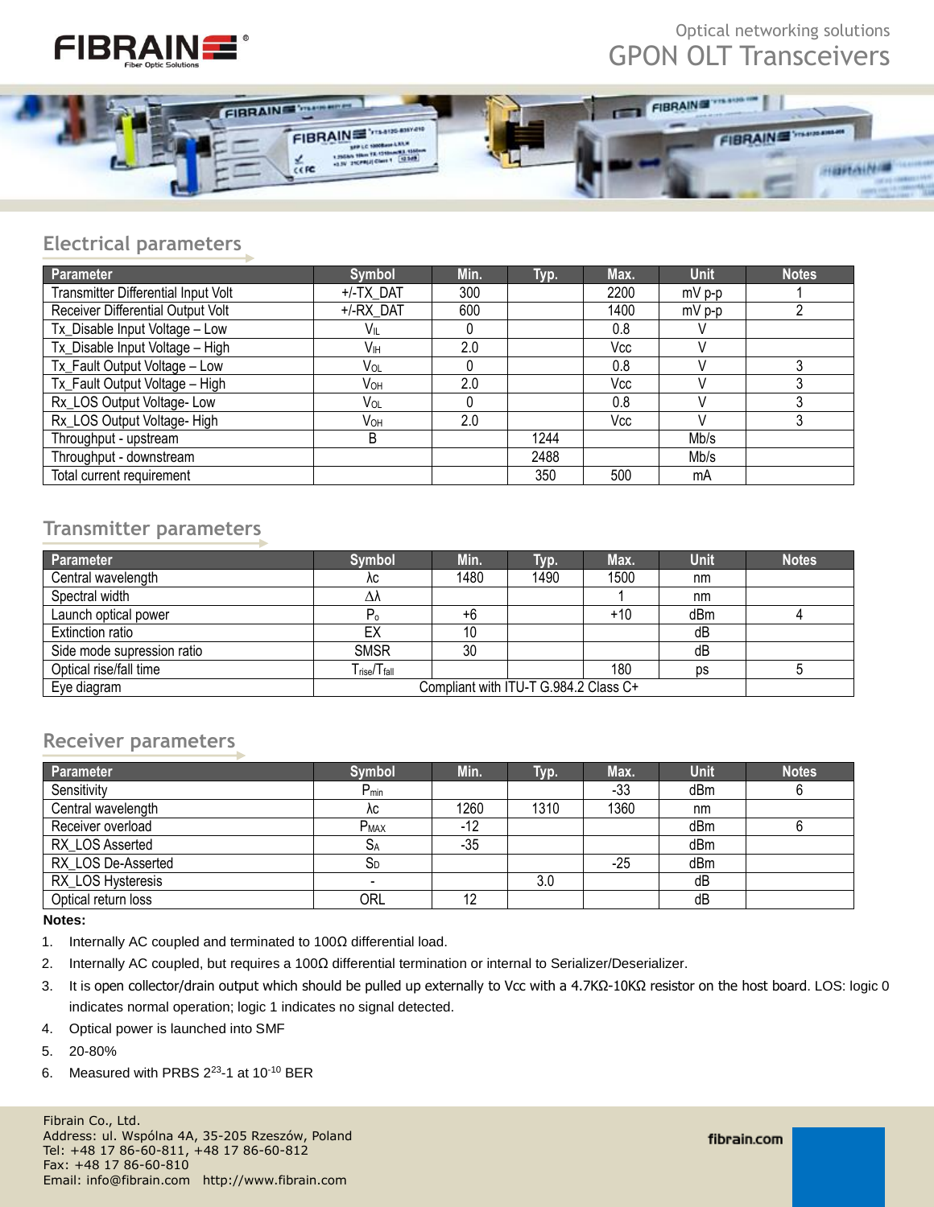## Electrical parameters

| Parameter | Symbol | Min. | Typ. | Max. | Unit | Notes |
|---|---|---|---|---|---|---|
| Transmitter Differential Input Volt | +/-TX_DAT | 300 | | 2200 | mV p-p | 1 |
| Receiver Differential Output Volt | +/-RX_DAT | 600 | | 1400 | mV p-p | 2 |
| Tx_Disable Input Voltage – Low | $V_{IL}$ | 0 | | 0.8 | V | |
| Tx_Disable Input Voltage – High | $V_{IH}$ | 2.0 | | Vcc | V | |
| Tx_Fault Output Voltage – Low | $V_{OL}$ | 0 | | 0.8 | V | 3 |
| Tx_Fault Output Voltage – High | $V_{OH}$ | 2.0 | | Vcc | V | 3 |
| Rx_LOS Output Voltage- Low | $V_{OL}$ | 0 | | 0.8 | V | 3 |
| Rx_LOS Output Voltage- High | $V_{OH}$ | 2.0 | | Vcc | V | 3 |
| Throughput - upstream | B | | 1244 | | Mb/s | |
| Throughput - downstream | | | 2488 | | Mb/s | |
| Total current requirement | | | 350 | 500 | mA | |

## Transmitter parameters

| Parameter | Symbol | Min. | Typ. | Max. | Unit | Notes |
|---|---|---|---|---|---|---|
| Central wavelength | λc | 1480 | 1490 | 1500 | nm | |
| Spectral width | Δλ | | | 1 | nm | |
| Launch optical power | $P_o$ | +6 | | +10 | dBm | 4 |
| Extinction ratio | EX | 10 | | | dB | |
| Side mode supression ratio | SMSR | 30 | | | dB | |
| Optical rise/fall time | $T_{rise}/T_{fall}$ | | | 180 | ps | 5 |
| Eye diagram | Compliant with ITU-T G.984.2 Class C+ | | | | | |

## Receiver parameters

| Parameter | Symbol | Min. | Typ. | Max. | Unit | Notes |
|---|---|---|---|---|---|---|
| Sensitivity | $P_{min}$ | | | -33 | dBm | 6 |
| Central wavelength | λc | 1260 | 1310 | 1360 | nm | |
| Receiver overload | $P_{MAX}$ | -12 | | | dBm | 6 |
| RX_LOS Asserted | $S_A$ | -35 | | | dBm | |
| RX_LOS De-Asserted | $S_D$ | | | -25 | dBm | |
| RX_LOS Hysteresis | - | | 3.0 | | dB | |
| Optical return loss | ORL | 12 | | | dB | |

**Notes:**

1. Internally AC coupled and terminated to 100Ω differential load.
2. Internally AC coupled, but requires a 100Ω differential termination or internal to Serializer/Deserializer.
3. It is open collector/drain output which should be pulled up externally to Vcc with a 4.7KΩ-10KΩ resistor on the host board. LOS: logic 0 indicates normal operation; logic 1 indicates no signal detected.
4. Optical power is launched into SMF
5. 20-80%
6. Measured with PRBS $2^{23}$-1 at $10^{-10}$ BER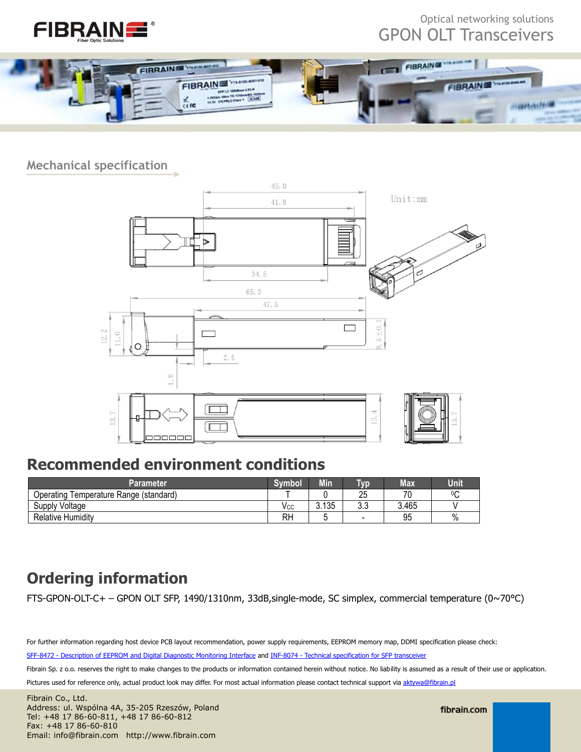## Mechanical specification

45.0
41.8
Unit:mm
34.5
65.3
47.5
12.2
11.0
8.5±0.1
2.5
1.8
13.7
13.4
13.7

## Recommended environment conditions

| Parameter | Symbol | Min | Typ | Max | Unit |
|---|---|---|---|---|---|
| Operating Temperature Range (standard) | T | 0 | 25 | 70 | ⁰C |
| Supply Voltage | $V_{CC}$ | 3.135 | 3.3 | 3.465 | V |
| Relative Humidity | RH | 5 | - | 95 | % |

## Ordering information

FTS-GPON-OLT-C+ – GPON OLT SFP, 1490/1310nm, 33dB,single-mode, SC simplex, commercial temperature (0~70°C)

For further information regarding host device PCB layout recommendation, power supply requirements, EEPROM memory map, DDMI specification please check:

SFF-8472 - Description of EEPROM and Digital Diagnostic Monitoring Interface and INF-8074 - Technical specification for SFP transceiver

Fibrain Sp. z o.o. reserves the right to make changes to the products or information contained herein without notice. No liability is assumed as a result of their use or application.

Pictures used for reference only, actual product look may differ. For most actual information please contact technical support via aktywa@fibrain.pl

Fibrain Co., Ltd.
Address: ul. Wspólna 4A, 35-205 Rzeszów, Poland
Tel: +48 17 86-60-811, +48 17 86-60-812
Fax: +48 17 86-60-810
Email: info@fibrain.com http://www.fibrain.com

fibrain.com